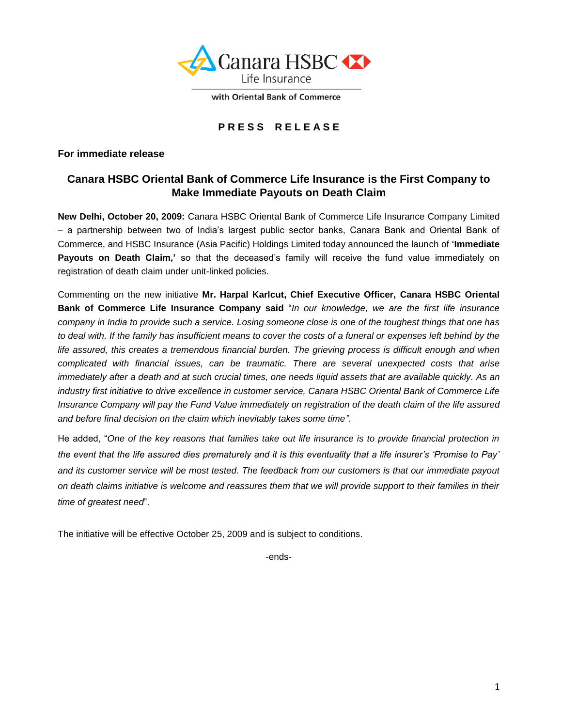Canara HSBC Life Insurance

with Oriental Bank of Commerce

**P R E S S   R E L E A S E**

**For immediate release**

## Canara HSBC Oriental Bank of Commerce Life Insurance is the First Company to Make Immediate Payouts on Death Claim

**New Delhi, October 20, 2009:** Canara HSBC Oriental Bank of Commerce Life Insurance Company Limited – a partnership between two of India's largest public sector banks, Canara Bank and Oriental Bank of Commerce, and HSBC Insurance (Asia Pacific) Holdings Limited today announced the launch of **'Immediate Payouts on Death Claim,'** so that the deceased's family will receive the fund value immediately on registration of death claim under unit-linked policies.

Commenting on the new initiative **Mr. Harpal Karlcut, Chief Executive Officer, Canara HSBC Oriental Bank of Commerce Life Insurance Company said** "*In our knowledge, we are the first life insurance company in India to provide such a service. Losing someone close is one of the toughest things that one has to deal with. If the family has insufficient means to cover the costs of a funeral or expenses left behind by the life assured, this creates a tremendous financial burden. The grieving process is difficult enough and when complicated with financial issues, can be traumatic. There are several unexpected costs that arise immediately after a death and at such crucial times, one needs liquid assets that are available quickly. As an industry first initiative to drive excellence in customer service, Canara HSBC Oriental Bank of Commerce Life Insurance Company will pay the Fund Value immediately on registration of the death claim of the life assured and before final decision on the claim which inevitably takes some time".*

He added, "*One of the key reasons that families take out life insurance is to provide financial protection in the event that the life assured dies prematurely and it is this eventuality that a life insurer's 'Promise to Pay' and its customer service will be most tested. The feedback from our customers is that our immediate payout on death claims initiative is welcome and reassures them that we will provide support to their families in their time of greatest need*".

The initiative will be effective October 25, 2009 and is subject to conditions.

-ends-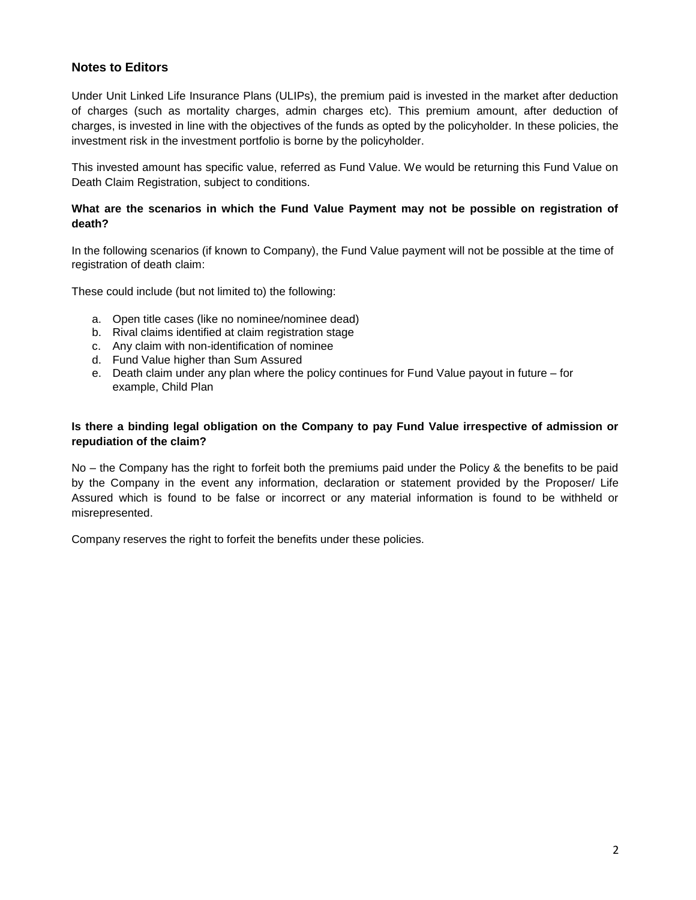## Notes to Editors

Under Unit Linked Life Insurance Plans (ULIPs), the premium paid is invested in the market after deduction of charges (such as mortality charges, admin charges etc). This premium amount, after deduction of charges, is invested in line with the objectives of the funds as opted by the policyholder. In these policies, the investment risk in the investment portfolio is borne by the policyholder.

This invested amount has specific value, referred as Fund Value. We would be returning this Fund Value on Death Claim Registration, subject to conditions.

**What are the scenarios in which the Fund Value Payment may not be possible on registration of death?**

In the following scenarios (if known to Company), the Fund Value payment will not be possible at the time of registration of death claim:

These could include (but not limited to) the following:

a. Open title cases (like no nominee/nominee dead)
b. Rival claims identified at claim registration stage
c. Any claim with non-identification of nominee
d. Fund Value higher than Sum Assured
e. Death claim under any plan where the policy continues for Fund Value payout in future – for example, Child Plan

**Is there a binding legal obligation on the Company to pay Fund Value irrespective of admission or repudiation of the claim?**

No – the Company has the right to forfeit both the premiums paid under the Policy & the benefits to be paid by the Company in the event any information, declaration or statement provided by the Proposer/ Life Assured which is found to be false or incorrect or any material information is found to be withheld or misrepresented.

Company reserves the right to forfeit the benefits under these policies.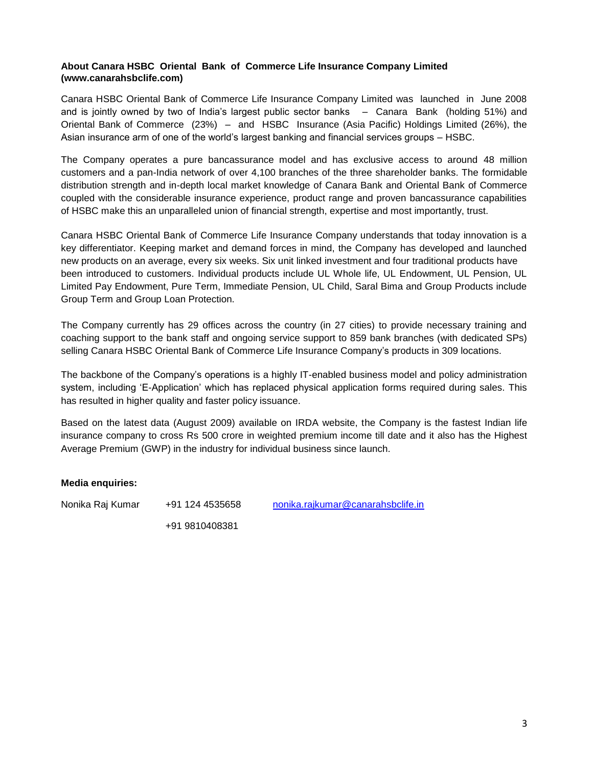**About Canara HSBC Oriental Bank of Commerce Life Insurance Company Limited (www.canarahsbclife.com)**

Canara HSBC Oriental Bank of Commerce Life Insurance Company Limited was launched in June 2008 and is jointly owned by two of India's largest public sector banks – Canara Bank (holding 51%) and Oriental Bank of Commerce (23%) – and HSBC Insurance (Asia Pacific) Holdings Limited (26%), the Asian insurance arm of one of the world's largest banking and financial services groups – HSBC.

The Company operates a pure bancassurance model and has exclusive access to around 48 million customers and a pan-India network of over 4,100 branches of the three shareholder banks. The formidable distribution strength and in-depth local market knowledge of Canara Bank and Oriental Bank of Commerce coupled with the considerable insurance experience, product range and proven bancassurance capabilities of HSBC make this an unparalleled union of financial strength, expertise and most importantly, trust.

Canara HSBC Oriental Bank of Commerce Life Insurance Company understands that today innovation is a key differentiator. Keeping market and demand forces in mind, the Company has developed and launched new products on an average, every six weeks. Six unit linked investment and four traditional products have been introduced to customers. Individual products include UL Whole life, UL Endowment, UL Pension, UL Limited Pay Endowment, Pure Term, Immediate Pension, UL Child, Saral Bima and Group Products include Group Term and Group Loan Protection.

The Company currently has 29 offices across the country (in 27 cities) to provide necessary training and coaching support to the bank staff and ongoing service support to 859 bank branches (with dedicated SPs) selling Canara HSBC Oriental Bank of Commerce Life Insurance Company's products in 309 locations.

The backbone of the Company's operations is a highly IT-enabled business model and policy administration system, including 'E-Application' which has replaced physical application forms required during sales. This has resulted in higher quality and faster policy issuance.

Based on the latest data (August 2009) available on IRDA website, the Company is the fastest Indian life insurance company to cross Rs 500 crore in weighted premium income till date and it also has the Highest Average Premium (GWP) in the industry for individual business since launch.

**Media enquiries:**

Nonika Raj Kumar +91 124 4535658 nonika.rajkumar@canarahsbclife.in

+91 9810408381